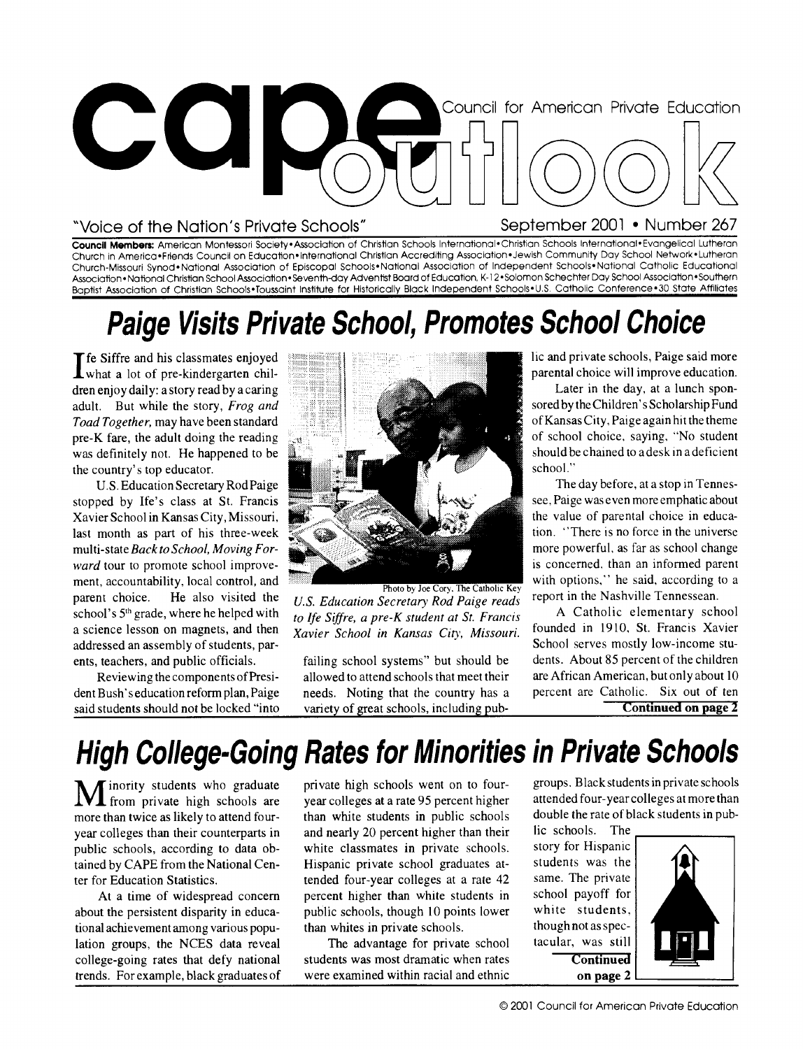# cape outlook

Council for American Private Education

"Voice of the Nation's Private Schools" September 2001 • Number 267

**Council Members:** American Montessori Society • Association of Christian Schools International • Christian Schools International • Evangelical Lutheran Church in America • Friends Council on Education • International Christian Accrediting Association • Jewish Community Day School Network • Lutheran Church-Missouri Synod • National Association of Episcopal Schools • National Association of Independent Schools • National Catholic Educational Association • National Christian School Association • Seventh-day Adventist Board of Education, K-12 • Solomon Schechter Day School Association • Southern Baptist Association of Christian Schools • Toussaint Institute for Historically Black Independent Schools • U.S. Catholic Conference • 30 State Affiliates

## Paige Visits Private School, Promotes School Choice

Ife Siffre and his classmates enjoyed what a lot of pre-kindergarten children enjoy daily: a story read by a caring adult. But while the story, *Frog and Toad Together*, may have been standard pre-K fare, the adult doing the reading was definitely not. He happened to be the country's top educator.

U.S. Education Secretary Rod Paige stopped by Ife's class at St. Francis Xavier School in Kansas City, Missouri, last month as part of his three-week multi-state *Back to School, Moving Forward* tour to promote school improvement, accountability, local control, and parent choice. He also visited the school's 5th grade, where he helped with a science lesson on magnets, and then addressed an assembly of students, parents, teachers, and public officials.

Photo by Joe Cory, The Catholic Key

*U.S. Education Secretary Rod Paige reads to Ife Siffre, a pre-K student at St. Francis Xavier School in Kansas City, Missouri.*

Reviewing the components of President Bush's education reform plan, Paige said students should not be locked "into failing school systems" but should be allowed to attend schools that meet their needs. Noting that the country has a variety of great schools, including public and private schools, Paige said more parental choice will improve education.

Later in the day, at a lunch sponsored by the Children's Scholarship Fund of Kansas City, Paige again hit the theme of school choice, saying, "No student should be chained to a desk in a deficient school."

The day before, at a stop in Tennessee, Paige was even more emphatic about the value of parental choice in education. "There is no force in the universe more powerful, as far as school change is concerned, than an informed parent with options," he said, according to a report in the Nashville Tennessean.

A Catholic elementary school founded in 1910, St. Francis Xavier School serves mostly low-income students. About 85 percent of the children are African American, but only about 10 percent are Catholic. Six out of ten

**Continued on page 2**

## High College-Going Rates for Minorities in Private Schools

Minority students who graduate from private high schools are more than twice as likely to attend four-year colleges than their counterparts in public schools, according to data obtained by CAPE from the National Center for Education Statistics.

At a time of widespread concern about the persistent disparity in educational achievement among various population groups, the NCES data reveal college-going rates that defy national trends. For example, black graduates of private high schools went on to four-year colleges at a rate 95 percent higher than white students in public schools and nearly 20 percent higher than their white classmates in private schools. Hispanic private school graduates attended four-year colleges at a rate 42 percent higher than white students in public schools, though 10 points lower than whites in private schools.

The advantage for private school students was most dramatic when rates were examined within racial and ethnic groups. Black students in private schools attended four-year colleges at more than double the rate of black students in public schools. The story for Hispanic students was the same. The private school payoff for white students, though not as spectacular, was still

**Continued on page 2**

© 2001 Council for American Private Education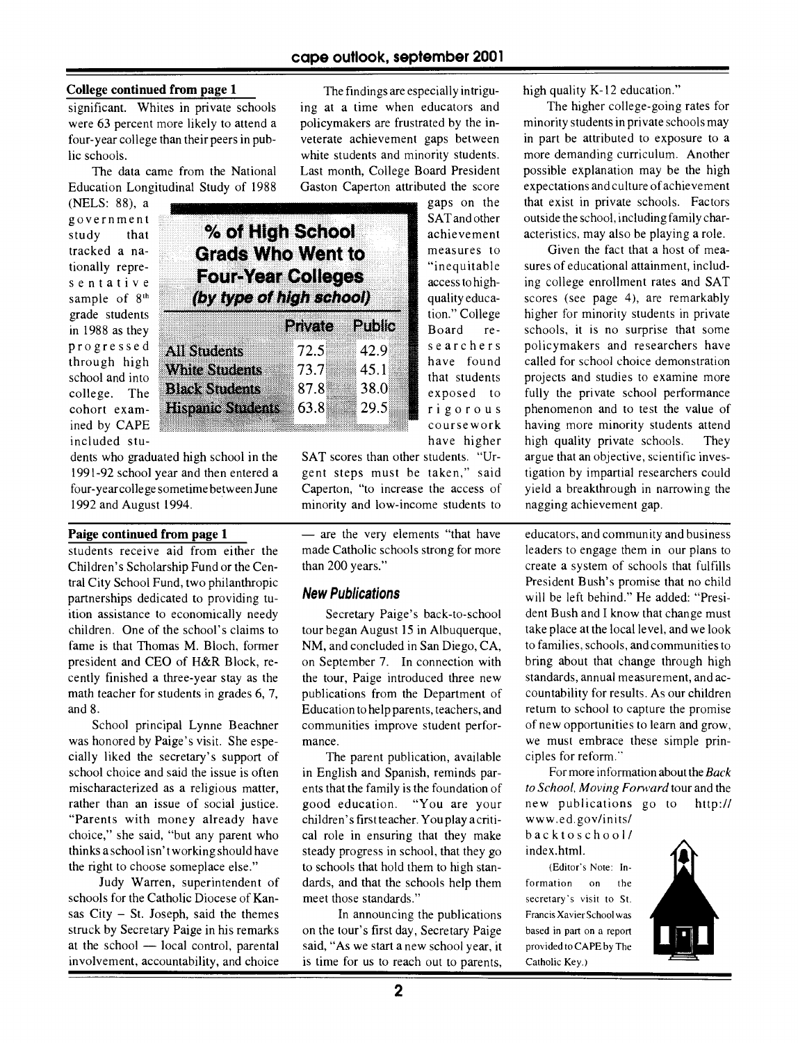### College continued from page 1

significant. Whites in private schools were 63 percent more likely to attend a four-year college than their peers in public schools.

The data came from the National Education Longitudinal Study of 1988 (NELS: 88), a government study that tracked a nationally representative sample of 8th grade students in 1988 as they progressed through high school and into college. The cohort examined by CAPE included students who graduated high school in the 1991-92 school year and then entered a four-year college sometime between June 1992 and August 1994.

**% of High School Grads Who Went to Four-Year Colleges**
***(by type of high school)***

| | Private | Public |
|---|---|---|
| All Students | 72.5 | 42.9 |
| White Students | 73.7 | 45.1 |
| Black Students | 87.8 | 38.0 |
| Hispanic Students | 63.8 | 29.5 |

The findings are especially intriguing at a time when educators and policymakers are frustrated by the inveterate achievement gaps between white students and minority students. Last month, College Board President Gaston Caperton attributed the score gaps on the SAT and other achievement measures to "inequitable access to high-quality education." College Board researchers have found that students exposed to rigorous coursework have higher SAT scores than other students. "Urgent steps must be taken," said Caperton, "to increase the access of minority and low-income students to high quality K-12 education."

The higher college-going rates for minority students in private schools may in part be attributed to exposure to a more demanding curriculum. Another possible explanation may be the high expectations and culture of achievement that exist in private schools. Factors outside the school, including family characteristics, may also be playing a role.

Given the fact that a host of measures of educational attainment, including college enrollment rates and SAT scores (see page 4), are remarkably higher for minority students in private schools, it is no surprise that some policymakers and researchers have called for school choice demonstration projects and studies to examine more fully the private school performance phenomenon and to test the value of having more minority students attend high quality private schools. They argue that an objective, scientific investigation by impartial researchers could yield a breakthrough in narrowing the nagging achievement gap.

### Paige continued from page 1

students receive aid from either the Children's Scholarship Fund or the Central City School Fund, two philanthropic partnerships dedicated to providing tuition assistance to economically needy children. One of the school's claims to fame is that Thomas M. Bloch, former president and CEO of H&R Block, recently finished a three-year stay as the math teacher for students in grades 6, 7, and 8.

School principal Lynne Beachner was honored by Paige's visit. She especially liked the secretary's support of school choice and said the issue is often mischaracterized as a religious matter, rather than an issue of social justice. "Parents with money already have choice," she said, "but any parent who thinks a school isn't working should have the right to choose someplace else."

Judy Warren, superintendent of schools for the Catholic Diocese of Kansas City – St. Joseph, said the themes struck by Secretary Paige in his remarks at the school — local control, parental involvement, accountability, and choice — are the very elements "that have made Catholic schools strong for more than 200 years."

### *New Publications*

Secretary Paige's back-to-school tour began August 15 in Albuquerque, NM, and concluded in San Diego, CA, on September 7. In connection with the tour, Paige introduced three new publications from the Department of Education to help parents, teachers, and communities improve student performance.

The parent publication, available in English and Spanish, reminds parents that the family is the foundation of good education. "You are your children's first teacher. You play a critical role in ensuring that they make steady progress in school, that they go to schools that hold them to high standards, and that the schools help them meet those standards."

In announcing the publications on the tour's first day, Secretary Paige said, "As we start a new school year, it is time for us to reach out to parents, educators, and community and business leaders to engage them in our plans to create a system of schools that fulfills President Bush's promise that no child will be left behind." He added: "President Bush and I know that change must take place at the local level, and we look to families, schools, and communities to bring about that change through high standards, annual measurement, and accountability for results. As our children return to school to capture the promise of new opportunities to learn and grow, we must embrace these simple principles for reform."

For more information about the *Back to School, Moving Forward* tour and the new publications go to http://www.ed.gov/inits/backtoschool/index.html.

(Editor's Note: Information on the secretary's visit to St. Francis Xavier School was based in part on a report provided to CAPE by The Catholic Key.)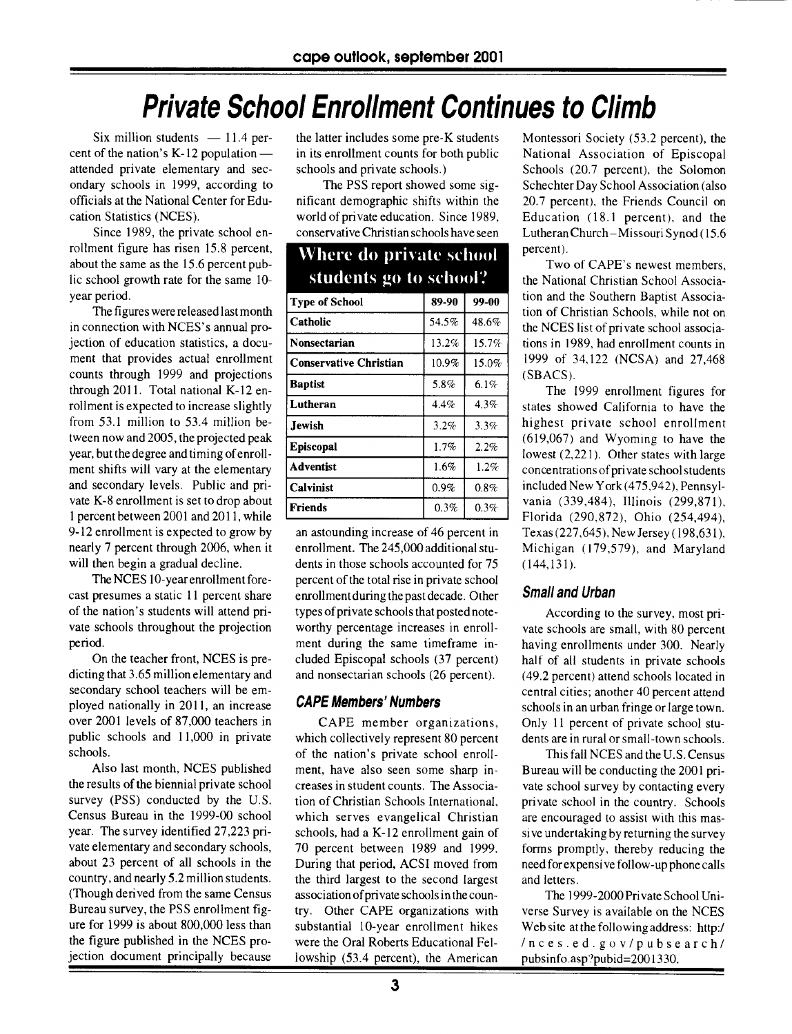# Private School Enrollment Continues to Climb

Six million students — 11.4 percent of the nation's K-12 population — attended private elementary and secondary schools in 1999, according to officials at the National Center for Education Statistics (NCES).

Since 1989, the private school enrollment figure has risen 15.8 percent, about the same as the 15.6 percent public school growth rate for the same 10-year period.

The figures were released last month in connection with NCES's annual projection of education statistics, a document that provides actual enrollment counts through 1999 and projections through 2011. Total national K-12 enrollment is expected to increase slightly from 53.1 million to 53.4 million between now and 2005, the projected peak year, but the degree and timing of enrollment shifts will vary at the elementary and secondary levels. Public and private K-8 enrollment is set to drop about 1 percent between 2001 and 2011, while 9-12 enrollment is expected to grow by nearly 7 percent through 2006, when it will then begin a gradual decline.

The NCES 10-year enrollment forecast presumes a static 11 percent share of the nation's students will attend private schools throughout the projection period.

On the teacher front, NCES is predicting that 3.65 million elementary and secondary school teachers will be employed nationally in 2011, an increase over 2001 levels of 87,000 teachers in public schools and 11,000 in private schools.

Also last month, NCES published the results of the biennial private school survey (PSS) conducted by the U.S. Census Bureau in the 1999-00 school year. The survey identified 27,223 private elementary and secondary schools, about 23 percent of all schools in the country, and nearly 5.2 million students. (Though derived from the same Census Bureau survey, the PSS enrollment figure for 1999 is about 800,000 less than the figure published in the NCES projection document principally because the latter includes some pre-K students in its enrollment counts for both public schools and private schools.)

The PSS report showed some significant demographic shifts within the world of private education. Since 1989, conservative Christian schools have seen an astounding increase of 46 percent in enrollment. The 245,000 additional students in those schools accounted for 75 percent of the total rise in private school enrollment during the past decade. Other types of private schools that posted noteworthy percentage increases in enrollment during the same timeframe included Episcopal schools (37 percent) and nonsectarian schools (26 percent).

**Where do private school students go to school?**

| Type of School | 89-90 | 99-00 |
|---|---|---|
| Catholic | 54.5% | 48.6% |
| Nonsectarian | 13.2% | 15.7% |
| Conservative Christian | 10.9% | 15.0% |
| Baptist | 5.8% | 6.1% |
| Lutheran | 4.4% | 4.3% |
| Jewish | 3.2% | 3.3% |
| Episcopal | 1.7% | 2.2% |
| Adventist | 1.6% | 1.2% |
| Calvinist | 0.9% | 0.8% |
| Friends | 0.3% | 0.3% |

### CAPE Members' Numbers

CAPE member organizations, which collectively represent 80 percent of the nation's private school enrollment, have also seen some sharp increases in student counts. The Association of Christian Schools International, which serves evangelical Christian schools, had a K-12 enrollment gain of 70 percent between 1989 and 1999. During that period, ACSI moved from the third largest to the second largest association of private schools in the country. Other CAPE organizations with substantial 10-year enrollment hikes were the Oral Roberts Educational Fellowship (53.4 percent), the American Montessori Society (53.2 percent), the National Association of Episcopal Schools (20.7 percent), the Solomon Schechter Day School Association (also 20.7 percent), the Friends Council on Education (18.1 percent), and the Lutheran Church–Missouri Synod (15.6 percent).

Two of CAPE's newest members, the National Christian School Association and the Southern Baptist Association of Christian Schools, while not on the NCES list of private school associations in 1989, had enrollment counts in 1999 of 34,122 (NCSA) and 27,468 (SBACS).

The 1999 enrollment figures for states showed California to have the highest private school enrollment (619,067) and Wyoming to have the lowest (2,221). Other states with large concentrations of private school students included New York (475,942), Pennsylvania (339,484), Illinois (299,871), Florida (290,872), Ohio (254,494), Texas (227,645), New Jersey (198,631), Michigan (179,579), and Maryland (144,131).

### Small and Urban

According to the survey, most private schools are small, with 80 percent having enrollments under 300. Nearly half of all students in private schools (49.2 percent) attend schools located in central cities; another 40 percent attend schools in an urban fringe or large town. Only 11 percent of private school students are in rural or small-town schools.

This fall NCES and the U.S. Census Bureau will be conducting the 2001 private school survey by contacting every private school in the country. Schools are encouraged to assist with this massive undertaking by returning the survey forms promptly, thereby reducing the need for expensive follow-up phone calls and letters.

The 1999-2000 Private School Universe Survey is available on the NCES Web site at the following address: http://nces.ed.gov/pubsearch/pubsinfo.asp?pubid=2001330.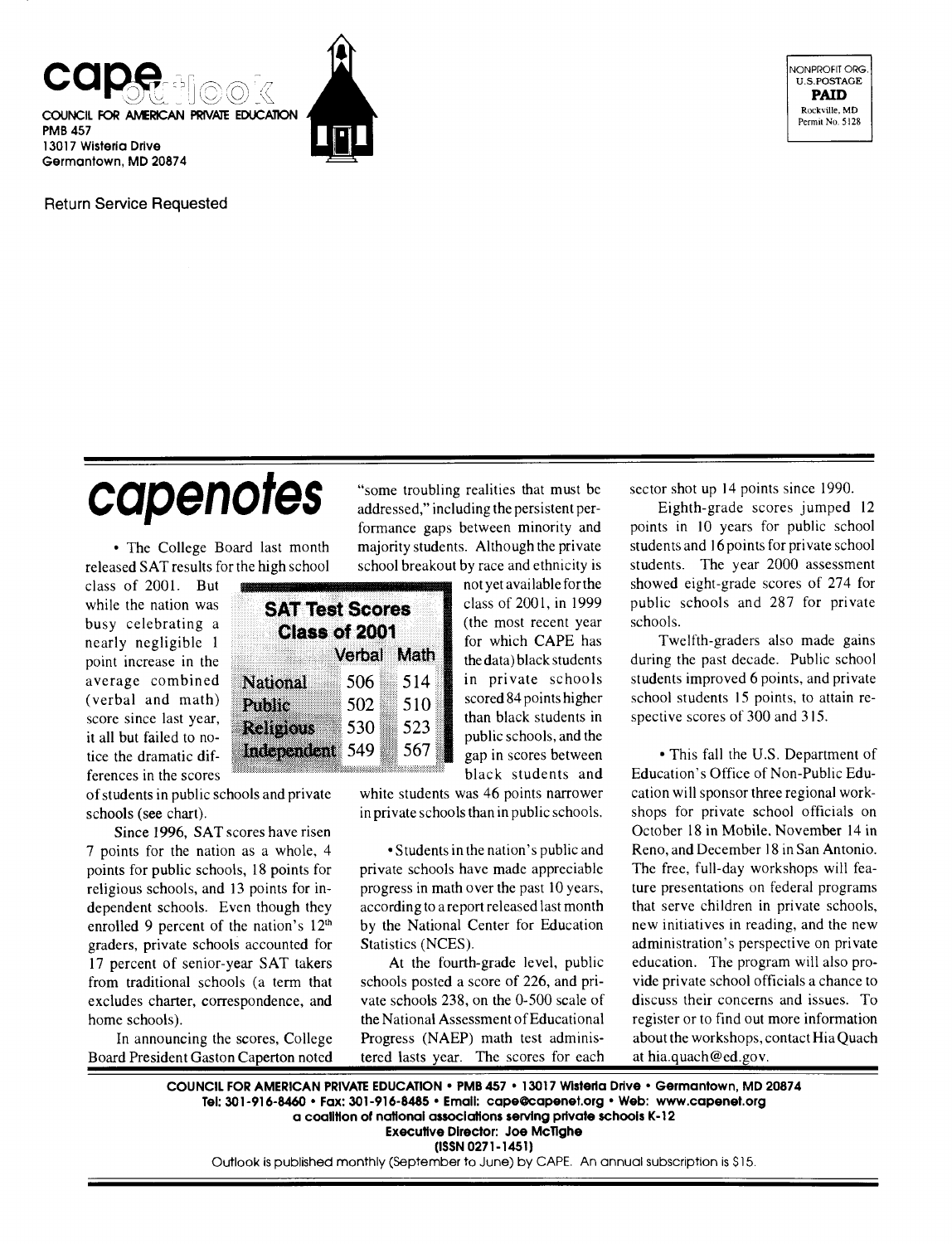**cape** outlook

COUNCIL FOR AMERICAN PRIVATE EDUCATION
PMB 457
13017 Wisteria Drive
Germantown, MD 20874

Return Service Requested

NONPROFIT ORG.
U.S.POSTAGE
**PAID**
Rockville, MD
Permit No. 5128

# capenotes

• The College Board last month released SAT results for the high school class of 2001. But while the nation was busy celebrating a nearly negligible 1 point increase in the average combined (verbal and math) score since last year, it all but failed to notice the dramatic differences in the scores of students in public schools and private schools (see chart).

**SAT Test Scores Class of 2001**

| | Verbal | Math |
|---|---|---|
| National | 506 | 514 |
| Public | 502 | 510 |
| Religious | 530 | 523 |
| Independent | 549 | 567 |

Since 1996, SAT scores have risen 7 points for the nation as a whole, 4 points for public schools, 18 points for religious schools, and 13 points for independent schools. Even though they enrolled 9 percent of the nation's 12th graders, private schools accounted for 17 percent of senior-year SAT takers from traditional schools (a term that excludes charter, correspondence, and home schools).

In announcing the scores, College Board President Gaston Caperton noted "some troubling realities that must be addressed," including the persistent performance gaps between minority and majority students. Although the private school breakout by race and ethnicity is not yet available for the class of 2001, in 1999 (the most recent year for which CAPE has the data) black students in private schools scored 84 points higher than black students in public schools, and the gap in scores between black students and white students was 46 points narrower in private schools than in public schools.

• Students in the nation's public and private schools have made appreciable progress in math over the past 10 years, according to a report released last month by the National Center for Education Statistics (NCES).

At the fourth-grade level, public schools posted a score of 226, and private schools 238, on the 0-500 scale of the National Assessment of Educational Progress (NAEP) math test administered lasts year. The scores for each sector shot up 14 points since 1990.

Eighth-grade scores jumped 12 points in 10 years for public school students and 16 points for private school students. The year 2000 assessment showed eight-grade scores of 274 for public schools and 287 for private schools.

Twelfth-graders also made gains during the past decade. Public school students improved 6 points, and private school students 15 points, to attain respective scores of 300 and 315.

• This fall the U.S. Department of Education's Office of Non-Public Education will sponsor three regional workshops for private school officials on October 18 in Mobile, November 14 in Reno, and December 18 in San Antonio. The free, full-day workshops will feature presentations on federal programs that serve children in private schools, new initiatives in reading, and the new administration's perspective on private education. The program will also provide private school officials a chance to discuss their concerns and issues. To register or to find out more information about the workshops, contact Hia Quach at hia.quach@ed.gov.

**COUNCIL FOR AMERICAN PRIVATE EDUCATION • PMB 457 • 13017 Wisteria Drive • Germantown, MD 20874**
**Tel: 301-916-8460 • Fax: 301-916-8485 • Email: cape@capenet.org • Web: www.capenet.org**
**a coalition of national associations serving private schools K-12**
**Executive Director: Joe McTighe**
**(ISSN 0271-1451)**
Outlook is published monthly (September to June) by CAPE. An annual subscription is $15.